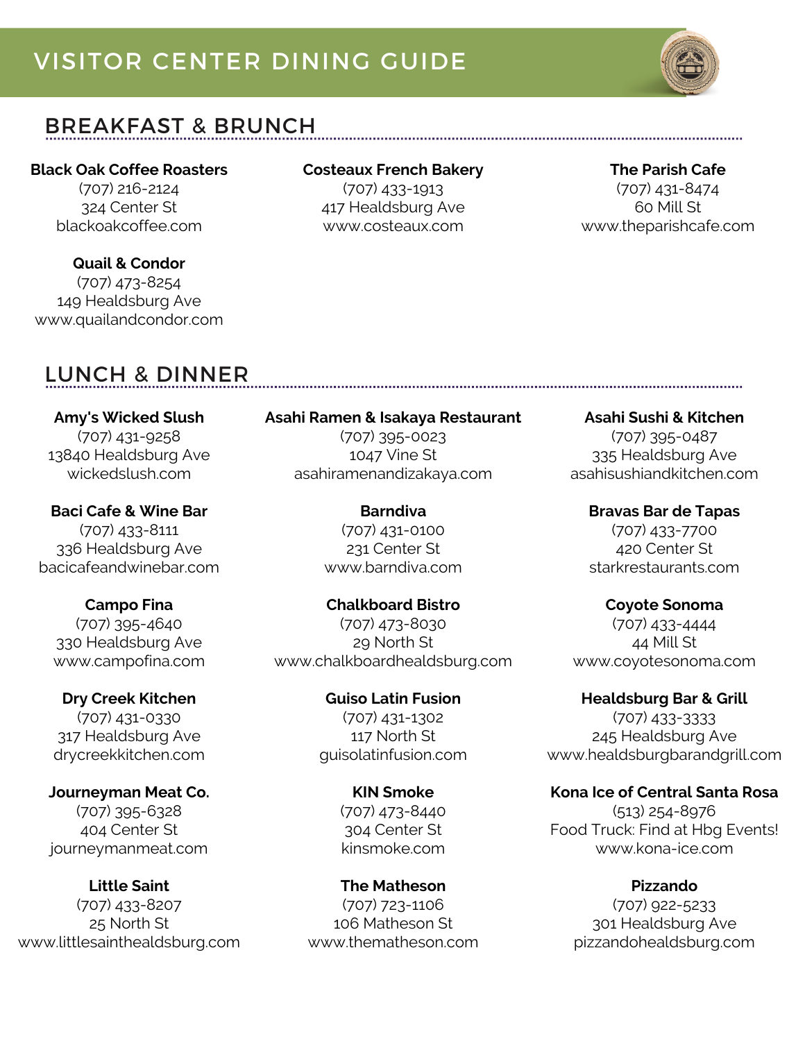# VISITOR CENTER DINING GUIDE

## BREAKFAST & BRUNCH

**Black Oak Coffee Roasters**
(707) 216-2124
324 Center St
blackoakcoffee.com

**Costeaux French Bakery**
(707) 433-1913
417 Healdsburg Ave
www.costeaux.com

**The Parish Cafe**
(707) 431-8474
60 Mill St
www.theparishcafe.com

**Quail & Condor**
(707) 473-8254
149 Healdsburg Ave
www.quailandcondor.com

## LUNCH & DINNER

**Amy's Wicked Slush**
(707) 431-9258
13840 Healdsburg Ave
wickedslush.com

**Asahi Ramen & Isakaya Restaurant**
(707) 395-0023
1047 Vine St
asahiramenandizakaya.com

**Asahi Sushi & Kitchen**
(707) 395-0487
335 Healdsburg Ave
asahisushiandkitchen.com

**Baci Cafe & Wine Bar**
(707) 433-8111
336 Healdsburg Ave
bacicafeandwinebar.com

**Barndiva**
(707) 431-0100
231 Center St
www.barndiva.com

**Bravas Bar de Tapas**
(707) 433-7700
420 Center St
starkrestaurants.com

**Campo Fina**
(707) 395-4640
330 Healdsburg Ave
www.campofina.com

**Chalkboard Bistro**
(707) 473-8030
29 North St
www.chalkboardhealdsburg.com

**Coyote Sonoma**
(707) 433-4444
44 Mill St
www.coyotesonoma.com

**Dry Creek Kitchen**
(707) 431-0330
317 Healdsburg Ave
drycreekkitchen.com

**Guiso Latin Fusion**
(707) 431-1302
117 North St
guisolatinfusion.com

**Healdsburg Bar & Grill**
(707) 433-3333
245 Healdsburg Ave
www.healdsburgbarandgrill.com

**Journeyman Meat Co.**
(707) 395-6328
404 Center St
journeymanmeat.com

**KIN Smoke**
(707) 473-8440
304 Center St
kinsmoke.com

**Kona Ice of Central Santa Rosa**
(513) 254-8976
Food Truck: Find at Hbg Events!
www.kona-ice.com

**Little Saint**
(707) 433-8207
25 North St
www.littlesainthealdsburg.com

**The Matheson**
(707) 723-1106
106 Matheson St
www.thematheson.com

**Pizzando**
(707) 922-5233
301 Healdsburg Ave
pizzandohealdsburg.com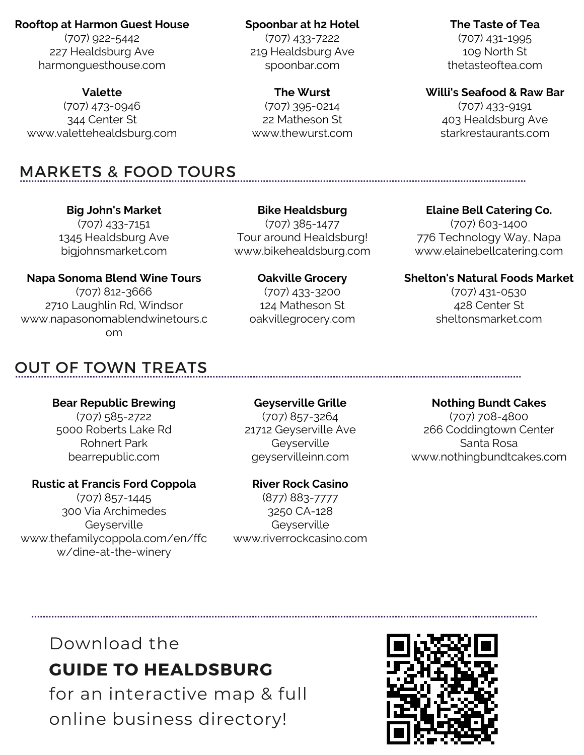**Rooftop at Harmon Guest House**
(707) 922-5442
227 Healdsburg Ave
harmonguesthouse.com

**Spoonbar at h2 Hotel**
(707) 433-7222
219 Healdsburg Ave
spoonbar.com

**The Taste of Tea**
(707) 431-1995
109 North St
thetasteoftea.com

**Valette**
(707) 473-0946
344 Center St
www.valettehealdsburg.com

**The Wurst**
(707) 395-0214
22 Matheson St
www.thewurst.com

**Willi's Seafood & Raw Bar**
(707) 433-9191
403 Healdsburg Ave
starkrestaurants.com

## MARKETS & FOOD TOURS

**Big John's Market**
(707) 433-7151
1345 Healdsburg Ave
bigjohnsmarket.com

**Bike Healdsburg**
(707) 385-1477
Tour around Healdsburg!
www.bikehealdsburg.com

**Elaine Bell Catering Co.**
(707) 603-1400
776 Technology Way, Napa
www.elainebellcatering.com

**Napa Sonoma Blend Wine Tours**
(707) 812-3666
2710 Laughlin Rd, Windsor
www.napasonomablendwinetours.com

**Oakville Grocery**
(707) 433-3200
124 Matheson St
oakvillegrocery.com

**Shelton's Natural Foods Market**
(707) 431-0530
428 Center St
sheltonsmarket.com

## OUT OF TOWN TREATS

**Bear Republic Brewing**
(707) 585-2722
5000 Roberts Lake Rd
Rohnert Park
bearrepublic.com

**Geyserville Grille**
(707) 857-3264
21712 Geyserville Ave
Geyserville
geyservilleinn.com

**Nothing Bundt Cakes**
(707) 708-4800
266 Coddingtown Center
Santa Rosa
www.nothingbundtcakes.com

**Rustic at Francis Ford Coppola**
(707) 857-1445
300 Via Archimedes
Geyserville
www.thefamilycoppola.com/en/ffcw/dine-at-the-winery

**River Rock Casino**
(877) 883-7777
3250 CA-128
Geyserville
www.riverrockcasino.com

Download the
**GUIDE TO HEALDSBURG**
for an interactive map & full online business directory!